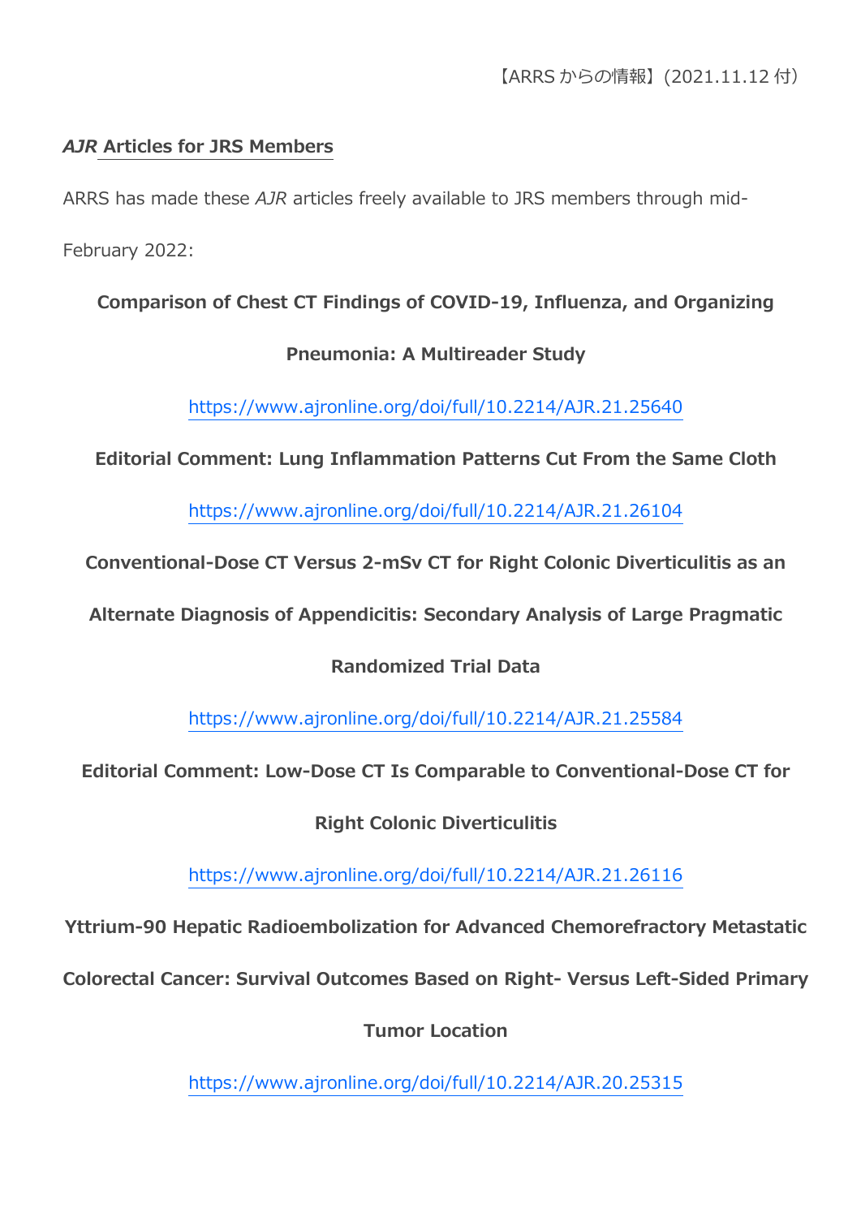【ARRS からの情報】(2021.11.12 付)

## *AJR* Articles for JRS Members

ARRS has made these *AJR* articles freely available to JRS members through mid-February 2022:

**Comparison of Chest CT Findings of COVID-19, Influenza, and Organizing Pneumonia: A Multireader Study**

https://www.ajronline.org/doi/full/10.2214/AJR.21.25640

**Editorial Comment: Lung Inflammation Patterns Cut From the Same Cloth**

https://www.ajronline.org/doi/full/10.2214/AJR.21.26104

**Conventional-Dose CT Versus 2-mSv CT for Right Colonic Diverticulitis as an Alternate Diagnosis of Appendicitis: Secondary Analysis of Large Pragmatic Randomized Trial Data**

https://www.ajronline.org/doi/full/10.2214/AJR.21.25584

**Editorial Comment: Low-Dose CT Is Comparable to Conventional-Dose CT for Right Colonic Diverticulitis**

https://www.ajronline.org/doi/full/10.2214/AJR.21.26116

**Yttrium-90 Hepatic Radioembolization for Advanced Chemorefractory Metastatic Colorectal Cancer: Survival Outcomes Based on Right- Versus Left-Sided Primary Tumor Location**

https://www.ajronline.org/doi/full/10.2214/AJR.20.25315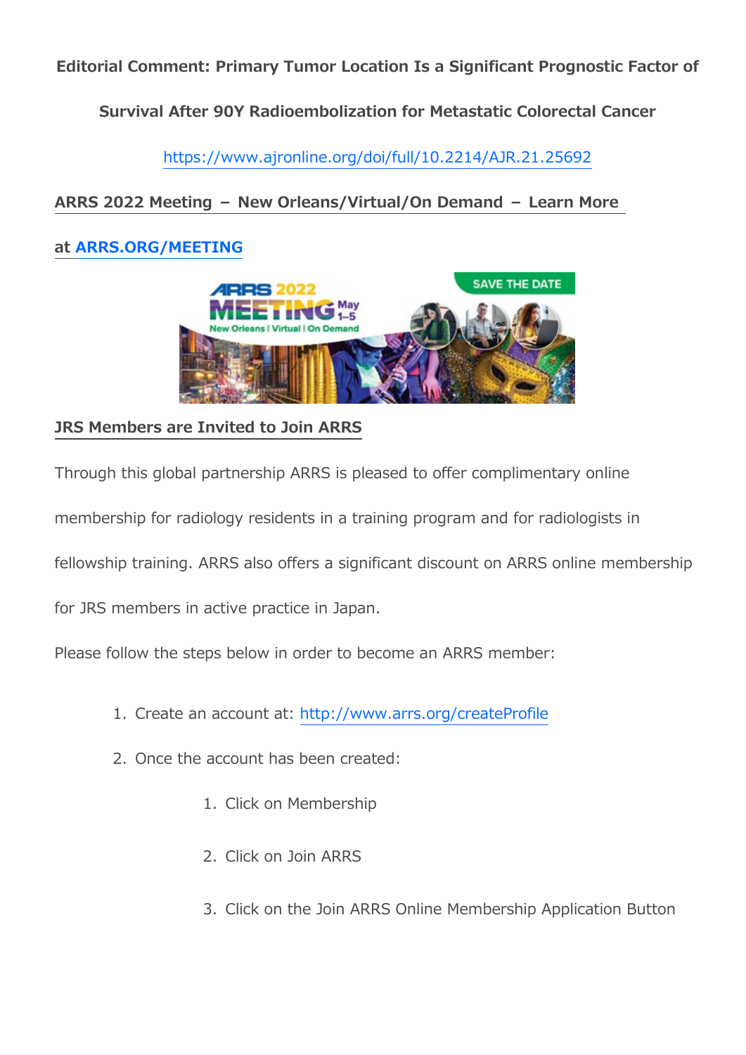**Editorial Comment: Primary Tumor Location Is a Significant Prognostic Factor of Survival After 90Y Radioembolization for Metastatic Colorectal Cancer**

https://www.ajronline.org/doi/full/10.2214/AJR.21.25692

**ARRS 2022 Meeting – New Orleans/Virtual/On Demand – Learn More at ARRS.ORG/MEETING**

**JRS Members are Invited to Join ARRS**

Through this global partnership ARRS is pleased to offer complimentary online membership for radiology residents in a training program and for radiologists in fellowship training. ARRS also offers a significant discount on ARRS online membership for JRS members in active practice in Japan.

Please follow the steps below in order to become an ARRS member:

1. Create an account at: http://www.arrs.org/createProfile
2. Once the account has been created:
    1. Click on Membership
    2. Click on Join ARRS
    3. Click on the Join ARRS Online Membership Application Button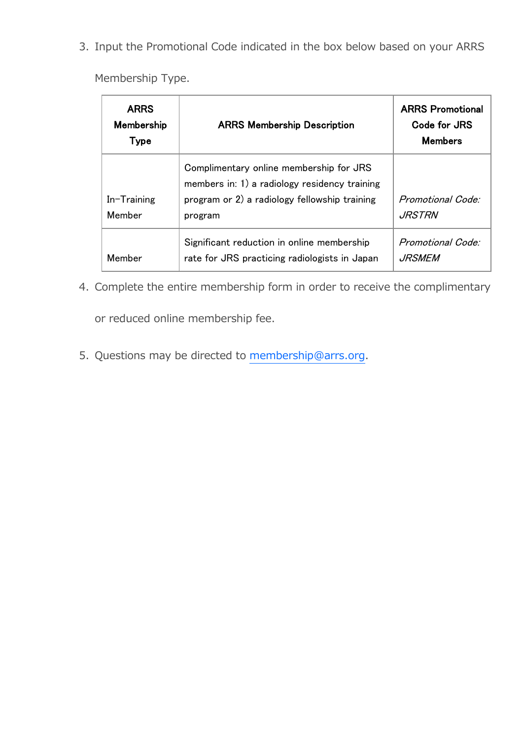3. Input the Promotional Code indicated in the box below based on your ARRS Membership Type.

| ARRS Membership Type | ARRS Membership Description | ARRS Promotional Code for JRS Members |
|---|---|---|
| In-Training Member | Complimentary online membership for JRS members in: 1) a radiology residency training program or 2) a radiology fellowship training program | *Promotional Code: JRSTRN* |
| Member | Significant reduction in online membership rate for JRS practicing radiologists in Japan | *Promotional Code: JRSMEM* |

4. Complete the entire membership form in order to receive the complimentary or reduced online membership fee.

5. Questions may be directed to [membership@arrs.org](mailto:membership@arrs.org).